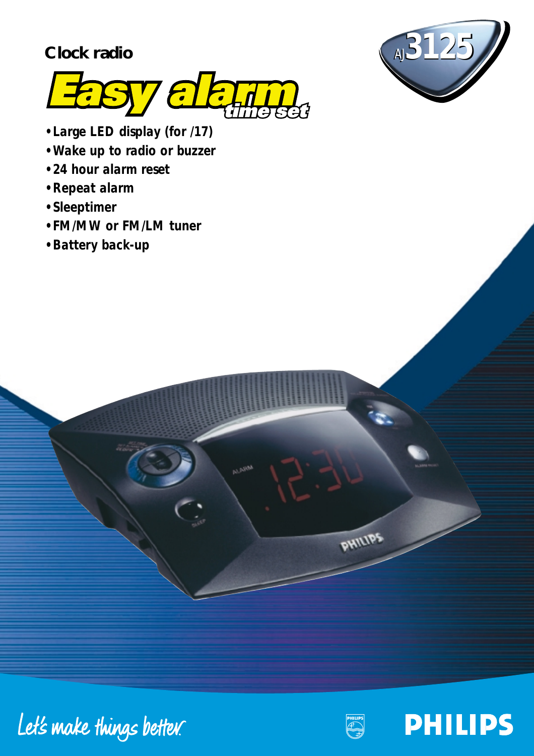Clock radio

# Easy alarm
time set

AJ3125

- Large LED display (for /17)
- Wake up to radio or buzzer
- 24 hour alarm reset
- Repeat alarm
- Sleeptimer
- FM/MW or FM/LM tuner
- Battery back-up

Let's make things better.

PHILIPS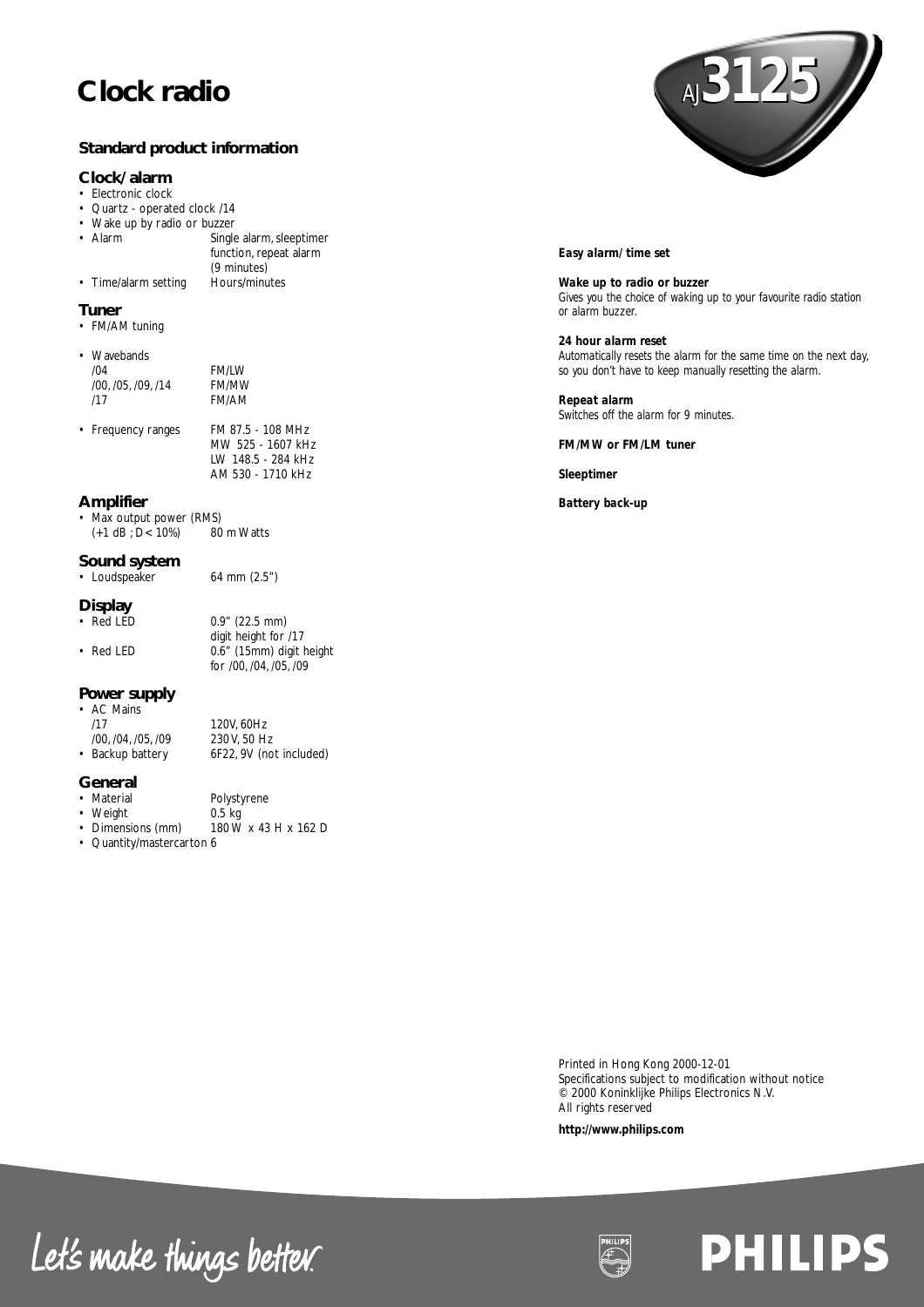# Clock radio

AJ3125

## Standard product information

### Clock/alarm

- Electronic clock
- Quartz - operated clock /14
- Wake up by radio or buzzer
- Alarm: Single alarm, sleeptimer function, repeat alarm (9 minutes)
- Time/alarm setting: Hours/minutes

### Tuner

- FM/AM tuning

- Wavebands

| | |
|---|---|
| /04 | FM/LW |
| /00, /05, /09, /14 | FM/MW |
| /17 | FM/AM |

- Frequency ranges: FM 87.5 - 108 MHz
  MW 525 - 1607 kHz
  LW 148.5 - 284 kHz
  AM 530 - 1710 kHz

### Amplifier

- Max output power (RMS) (+1 dB ; D < 10%): 80 mWatts

### Sound system

- Loudspeaker: 64 mm (2.5")

### Display

- Red LED: 0.9" (22.5 mm) digit height for /17
- Red LED: 0.6" (15mm) digit height for /00, /04, /05, /09

### Power supply

- AC Mains

| | |
|---|---|
| /17 | 120V, 60Hz |
| /00, /04, /05, /09 | 230V, 50 Hz |

- Backup battery: 6F22, 9V (not included)

### General

- Material: Polystyrene
- Weight: 0.5 kg
- Dimensions (mm): 180W x 43 H x 162 D
- Quantity/mastercarton 6

***Easy alarm/ time set***

***Wake up to radio or buzzer***
*Gives you the choice of waking up to your favourite radio station or alarm buzzer.*

***24 hour alarm reset***
*Automatically resets the alarm for the same time on the next day, so you don't have to keep manually resetting the alarm.*

***Repeat alarm***
*Switches off the alarm for 9 minutes.*

***FM/MW or FM/LM tuner***

***Sleeptimer***

***Battery back-up***

Printed in Hong Kong 2000-12-01
Specifications subject to modification without notice
© 2000 Koninklijke Philips Electronics N.V.
All rights reserved

**http://www.philips.com**

Let's make things better.

PHILIPS